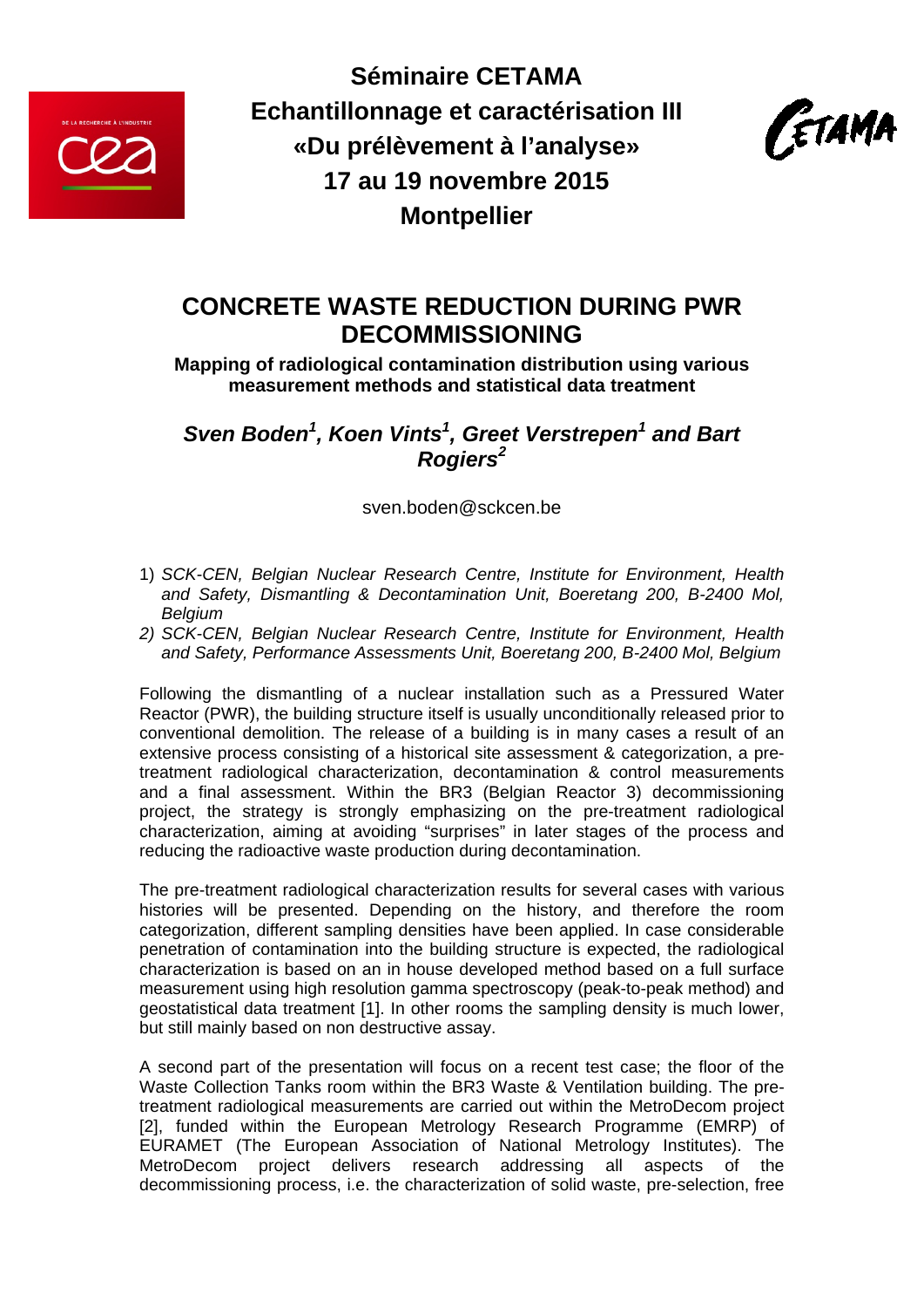**Séminaire CETAMA**
**Echantillonnage et caractérisation III**
**«Du prélèvement à l'analyse»**
**17 au 19 novembre 2015**
**Montpellier**

# CONCRETE WASTE REDUCTION DURING PWR DECOMMISSIONING

**Mapping of radiological contamination distribution using various measurement methods and statistical data treatment**

***Sven Boden[1], Koen Vints[1], Greet Verstrepen[1] and Bart Rogiers[2]***

sven.boden@sckcen.be

1) *SCK-CEN, Belgian Nuclear Research Centre, Institute for Environment, Health and Safety, Dismantling & Decontamination Unit, Boeretang 200, B-2400 Mol, Belgium*
2) *SCK-CEN, Belgian Nuclear Research Centre, Institute for Environment, Health and Safety, Performance Assessments Unit, Boeretang 200, B-2400 Mol, Belgium*

Following the dismantling of a nuclear installation such as a Pressured Water Reactor (PWR), the building structure itself is usually unconditionally released prior to conventional demolition. The release of a building is in many cases a result of an extensive process consisting of a historical site assessment & categorization, a pre-treatment radiological characterization, decontamination & control measurements and a final assessment. Within the BR3 (Belgian Reactor 3) decommissioning project, the strategy is strongly emphasizing on the pre-treatment radiological characterization, aiming at avoiding "surprises" in later stages of the process and reducing the radioactive waste production during decontamination.

The pre-treatment radiological characterization results for several cases with various histories will be presented. Depending on the history, and therefore the room categorization, different sampling densities have been applied. In case considerable penetration of contamination into the building structure is expected, the radiological characterization is based on an in house developed method based on a full surface measurement using high resolution gamma spectroscopy (peak-to-peak method) and geostatistical data treatment [1]. In other rooms the sampling density is much lower, but still mainly based on non destructive assay.

A second part of the presentation will focus on a recent test case; the floor of the Waste Collection Tanks room within the BR3 Waste & Ventilation building. The pre-treatment radiological measurements are carried out within the MetroDecom project [2], funded within the European Metrology Research Programme (EMRP) of EURAMET (The European Association of National Metrology Institutes). The MetroDecom project delivers research addressing all aspects of the decommissioning process, i.e. the characterization of solid waste, pre-selection, free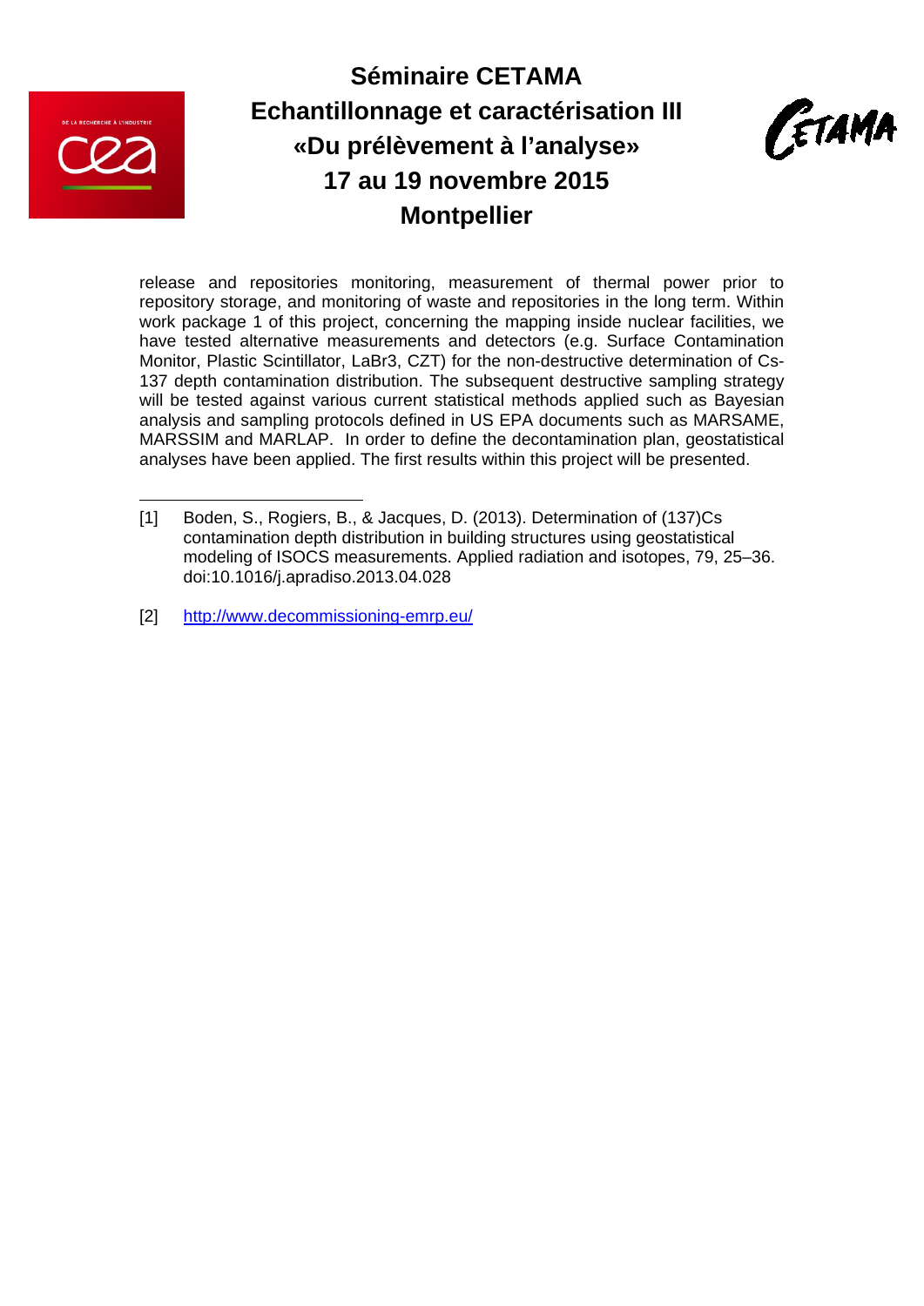release and repositories monitoring, measurement of thermal power prior to repository storage, and monitoring of waste and repositories in the long term. Within work package 1 of this project, concerning the mapping inside nuclear facilities, we have tested alternative measurements and detectors (e.g. Surface Contamination Monitor, Plastic Scintillator, LaBr3, CZT) for the non-destructive determination of Cs-137 depth contamination distribution. The subsequent destructive sampling strategy will be tested against various current statistical methods applied such as Bayesian analysis and sampling protocols defined in US EPA documents such as MARSAME, MARSSIM and MARLAP. In order to define the decontamination plan, geostatistical analyses have been applied. The first results within this project will be presented.

---

[1] Boden, S., Rogiers, B., & Jacques, D. (2013). Determination of (137)Cs contamination depth distribution in building structures using geostatistical modeling of ISOCS measurements. Applied radiation and isotopes, 79, 25–36. doi:10.1016/j.apradiso.2013.04.028

[2] http://www.decommissioning-emrp.eu/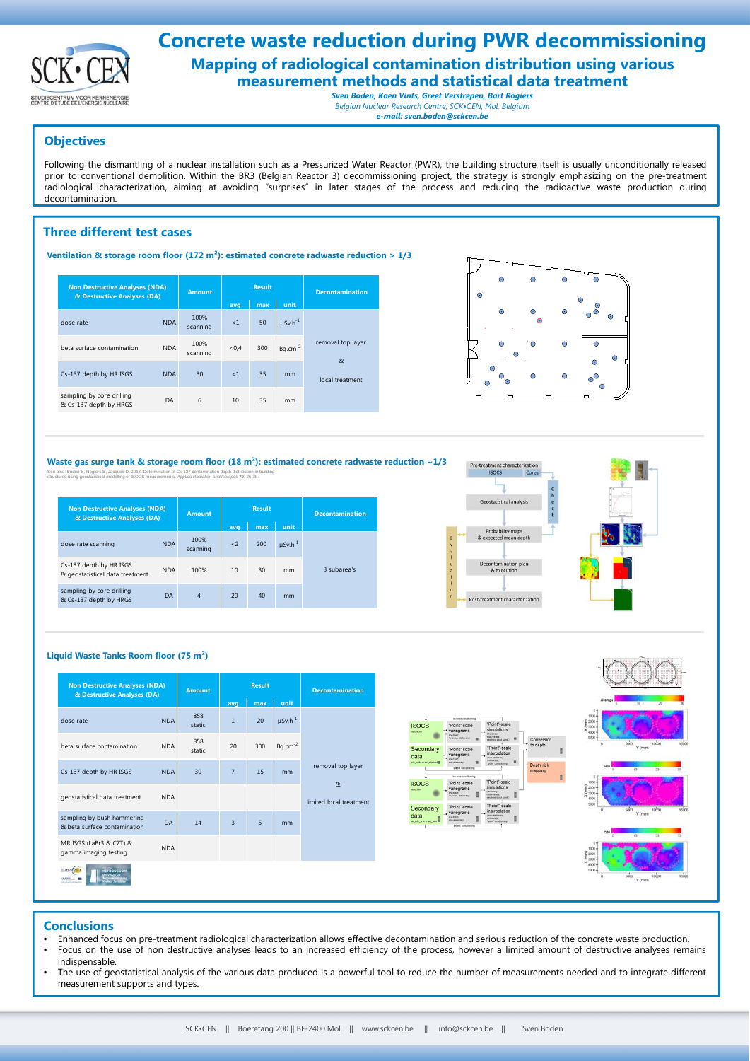# Concrete waste reduction during PWR decommissioning

## Mapping of radiological contamination distribution using various measurement methods and statistical data treatment

***Sven Boden, Koen Vints, Greet Verstrepen, Bart Rogiers***
*Belgian Nuclear Research Centre, SCK•CEN, Mol, Belgium*
***e-mail: sven.boden@sckcen.be***

## Objectives

Following the dismantling of a nuclear installation such as a Pressurized Water Reactor (PWR), the building structure itself is usually unconditionally released prior to conventional demolition. Within the BR3 (Belgian Reactor 3) decommissioning project, the strategy is strongly emphasizing on the pre-treatment radiological characterization, aiming at avoiding "surprises" in later stages of the process and reducing the radioactive waste production during decontamination.

## Three different test cases

### Ventilation & storage room floor (172 m²): estimated concrete radwaste reduction > 1/3

| Non Destructive Analyses (NDA) & Destructive Analyses (DA) | | Amount | Result | | | Decontamination |
|---|---|---|---|---|---|---|
| | | | avg | max | unit | |
| dose rate | NDA | 100% scanning | <1 | 50 | $\mu Sv.h^{-1}$ | removal top layer & local treatment |
| beta surface contamination | NDA | 100% scanning | <0,4 | 300 | $Bq.cm^{-2}$ | |
| Cs-137 depth by HR ISGS | NDA | 30 | <1 | 35 | mm | |
| sampling by core drilling & Cs-137 depth by HRGS | DA | 6 | 10 | 35 | mm | |

### Waste gas surge tank & storage room floor (18 m²): estimated concrete radwaste reduction ~1/3

See also: Boden S, Rogiers B, Jacques D. 2013. Determination of Cs-137 contamination depth distribution in building structures using geostatistical modelling of ISOCS measurements. *Applied Radiation and Isotopes* **79**: 25-36.

| Non Destructive Analyses (NDA) & Destructive Analyses (DA) | | Amount | Result | | | Decontamination |
|---|---|---|---|---|---|---|
| | | | avg | max | unit | |
| dose rate scanning | NDA | 100% scanning | <2 | 200 | $\mu Sv.h^{-1}$ | 3 subarea's |
| Cs-137 depth by HR ISGS & geostatistical data treatment | NDA | 100% | 10 | 30 | mm | |
| sampling by core drilling & Cs-137 depth by HRGS | DA | 4 | 20 | 40 | mm | |

Pre-treatment characterization
ISOCS
Cores
Geostatistical analysis
Probability maps & expected mean depth
Decontamination plan & execution
Post-treatment characterization
Evaluation
Check

### Liquid Waste Tanks Room floor (75 m²)

| Non Destructive Analyses (NDA) & Destructive Analyses (DA) | | Amount | Result | | | Decontamination |
|---|---|---|---|---|---|---|
| | | | avg | max | unit | |
| dose rate | NDA | 858 static | 1 | 20 | $\mu Sv.h^{-1}$ | removal top layer & limited local treatment |
| beta surface contamination | NDA | 858 static | 20 | 300 | $Bq.cm^{-2}$ | |
| Cs-137 depth by HR ISGS | NDA | 30 | 7 | 15 | mm | |
| geostatistical data treatment | NDA | | | | | |
| sampling by bush hammering & beta surface contamination | DA | 14 | 3 | 5 | mm | |
| MR ISGS (LaBr3 & CZT) & gamma imaging testing | NDA | | | | | |

ISOCS
Secondary data
"Point"-scale variograms
"Point"-scale simulations
"Point"-scale interpolation
Conversion to depth
Depth risk mapping
Average
Q05
Q95
Y (mm)

## Conclusions

- Enhanced focus on pre-treatment radiological characterization allows effective decontamination and serious reduction of the concrete waste production.
- Focus on the use of non destructive analyses leads to an increased efficiency of the process, however a limited amount of destructive analyses remains indispensable.
- The use of geostatistical analysis of the various data produced is a powerful tool to reduce the number of measurements needed and to integrate different measurement supports and types.

SCK•CEN || Boeretang 200 || BE-2400 Mol || www.sckcen.be || info@sckcen.be || Sven Boden